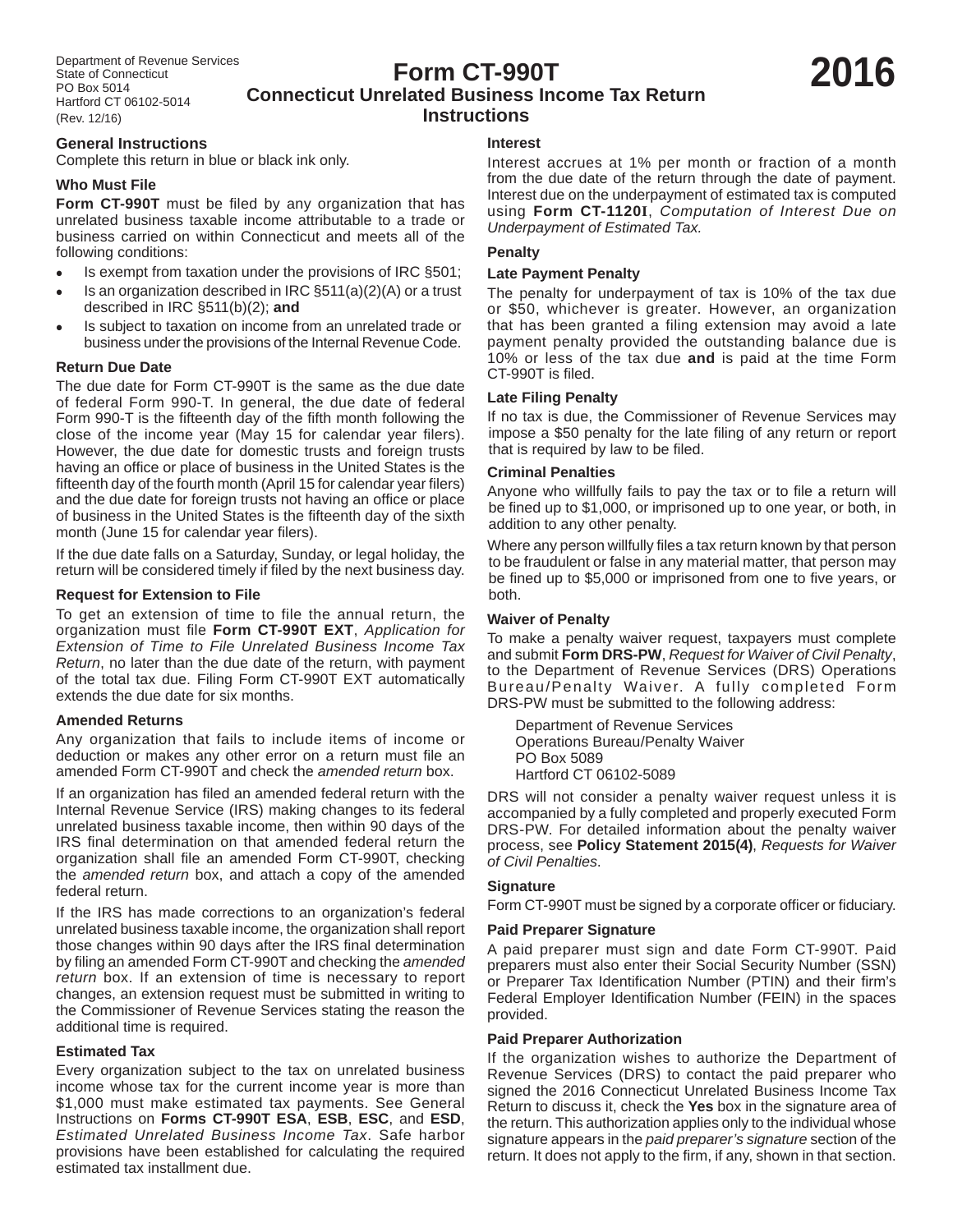Department of Revenue Services
State of Connecticut
PO Box 5014
Hartford CT 06102-5014
(Rev. 12/16)

# Form CT-990T

## Connecticut Unrelated Business Income Tax Return Instructions

**2016**

### General Instructions

Complete this return in blue or black ink only.

#### Who Must File

**Form CT-990T** must be filed by any organization that has unrelated business taxable income attributable to a trade or business carried on within Connecticut and meets all of the following conditions:

- Is exempt from taxation under the provisions of IRC §501;
- Is an organization described in IRC §511(a)(2)(A) or a trust described in IRC §511(b)(2); **and**
- Is subject to taxation on income from an unrelated trade or business under the provisions of the Internal Revenue Code.

#### Return Due Date

The due date for Form CT-990T is the same as the due date of federal Form 990-T. In general, the due date of federal Form 990-T is the fifteenth day of the fifth month following the close of the income year (May 15 for calendar year filers). However, the due date for domestic trusts and foreign trusts having an office or place of business in the United States is the fifteenth day of the fourth month (April 15 for calendar year filers) and the due date for foreign trusts not having an office or place of business in the United States is the fifteenth day of the sixth month (June 15 for calendar year filers).

If the due date falls on a Saturday, Sunday, or legal holiday, the return will be considered timely if filed by the next business day.

#### Request for Extension to File

To get an extension of time to file the annual return, the organization must file **Form CT-990T EXT**, *Application for Extension of Time to File Unrelated Business Income Tax Return*, no later than the due date of the return, with payment of the total tax due. Filing Form CT-990T EXT automatically extends the due date for six months.

#### Amended Returns

Any organization that fails to include items of income or deduction or makes any other error on a return must file an amended Form CT-990T and check the *amended return* box.

If an organization has filed an amended federal return with the Internal Revenue Service (IRS) making changes to its federal unrelated business taxable income, then within 90 days of the IRS final determination on that amended federal return the organization shall file an amended Form CT-990T, checking the *amended return* box, and attach a copy of the amended federal return.

If the IRS has made corrections to an organization's federal unrelated business taxable income, the organization shall report those changes within 90 days after the IRS final determination by filing an amended Form CT-990T and checking the *amended return* box. If an extension of time is necessary to report changes, an extension request must be submitted in writing to the Commissioner of Revenue Services stating the reason the additional time is required.

#### Estimated Tax

Every organization subject to the tax on unrelated business income whose tax for the current income year is more than $1,000 must make estimated tax payments. See General Instructions on **Forms CT-990T ESA**, **ESB**, **ESC**, and **ESD**, *Estimated Unrelated Business Income Tax*. Safe harbor provisions have been established for calculating the required estimated tax installment due.

#### Interest

Interest accrues at 1% per month or fraction of a month from the due date of the return through the date of payment. Interest due on the underpayment of estimated tax is computed using **Form CT-1120I**, *Computation of Interest Due on Underpayment of Estimated Tax.*

#### Penalty

#### Late Payment Penalty

The penalty for underpayment of tax is 10% of the tax due or $50, whichever is greater. However, an organization that has been granted a filing extension may avoid a late payment penalty provided the outstanding balance due is 10% or less of the tax due **and** is paid at the time Form CT-990T is filed.

#### Late Filing Penalty

If no tax is due, the Commissioner of Revenue Services may impose a $50 penalty for the late filing of any return or report that is required by law to be filed.

#### Criminal Penalties

Anyone who willfully fails to pay the tax or to file a return will be fined up to $1,000, or imprisoned up to one year, or both, in addition to any other penalty.

Where any person willfully files a tax return known by that person to be fraudulent or false in any material matter, that person may be fined up to $5,000 or imprisoned from one to five years, or both.

#### Waiver of Penalty

To make a penalty waiver request, taxpayers must complete and submit **Form DRS-PW**, *Request for Waiver of Civil Penalty*, to the Department of Revenue Services (DRS) Operations Bureau/Penalty Waiver. A fully completed Form DRS-PW must be submitted to the following address:

Department of Revenue Services
Operations Bureau/Penalty Waiver
PO Box 5089
Hartford CT 06102-5089

DRS will not consider a penalty waiver request unless it is accompanied by a fully completed and properly executed Form DRS-PW. For detailed information about the penalty waiver process, see **Policy Statement 2015(4)**, *Requests for Waiver of Civil Penalties*.

#### Signature

Form CT-990T must be signed by a corporate officer or fiduciary.

#### Paid Preparer Signature

A paid preparer must sign and date Form CT-990T. Paid preparers must also enter their Social Security Number (SSN) or Preparer Tax Identification Number (PTIN) and their firm's Federal Employer Identification Number (FEIN) in the spaces provided.

#### Paid Preparer Authorization

If the organization wishes to authorize the Department of Revenue Services (DRS) to contact the paid preparer who signed the 2016 Connecticut Unrelated Business Income Tax Return to discuss it, check the **Yes** box in the signature area of the return. This authorization applies only to the individual whose signature appears in the *paid preparer's signature* section of the return. It does not apply to the firm, if any, shown in that section.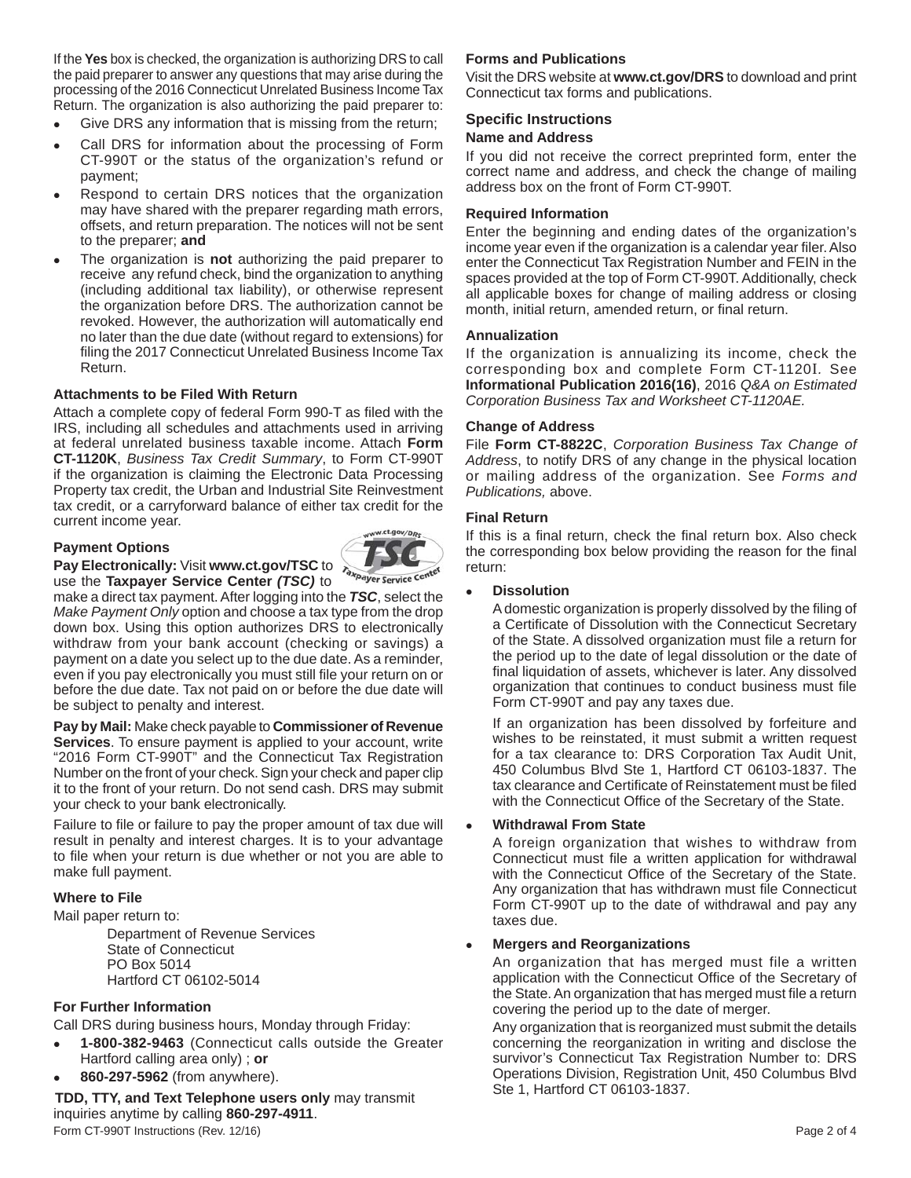If the **Yes** box is checked, the organization is authorizing DRS to call the paid preparer to answer any questions that may arise during the processing of the 2016 Connecticut Unrelated Business Income Tax Return. The organization is also authorizing the paid preparer to:

- Give DRS any information that is missing from the return;
- Call DRS for information about the processing of Form CT-990T or the status of the organization's refund or payment;
- Respond to certain DRS notices that the organization may have shared with the preparer regarding math errors, offsets, and return preparation. The notices will not be sent to the preparer; **and**
- The organization is **not** authorizing the paid preparer to receive any refund check, bind the organization to anything (including additional tax liability), or otherwise represent the organization before DRS. The authorization cannot be revoked. However, the authorization will automatically end no later than the due date (without regard to extensions) for filing the 2017 Connecticut Unrelated Business Income Tax Return.

### Attachments to be Filed With Return

Attach a complete copy of federal Form 990-T as filed with the IRS, including all schedules and attachments used in arriving at federal unrelated business taxable income. Attach **Form CT-1120K**, *Business Tax Credit Summary*, to Form CT-990T if the organization is claiming the Electronic Data Processing Property tax credit, the Urban and Industrial Site Reinvestment tax credit, or a carryforward balance of either tax credit for the current income year.

### Payment Options

**Pay Electronically:** Visit **www.ct.gov/TSC** to use the **Taxpayer Service Center** ***(TSC)*** to make a direct tax payment. After logging into the ***TSC***, select the *Make Payment Only* option and choose a tax type from the drop down box. Using this option authorizes DRS to electronically withdraw from your bank account (checking or savings) a payment on a date you select up to the due date. As a reminder, even if you pay electronically you must still file your return on or before the due date. Tax not paid on or before the due date will be subject to penalty and interest.

**Pay by Mail:** Make check payable to **Commissioner of Revenue Services**. To ensure payment is applied to your account, write "2016 Form CT-990T" and the Connecticut Tax Registration Number on the front of your check. Sign your check and paper clip it to the front of your return. Do not send cash. DRS may submit your check to your bank electronically.

Failure to file or failure to pay the proper amount of tax due will result in penalty and interest charges. It is to your advantage to file when your return is due whether or not you are able to make full payment.

### Where to File

Mail paper return to:

Department of Revenue Services
State of Connecticut
PO Box 5014
Hartford CT 06102-5014

### For Further Information

Call DRS during business hours, Monday through Friday:

- **1-800-382-9463** (Connecticut calls outside the Greater Hartford calling area only) ; **or**
- **860-297-5962** (from anywhere).

**TDD, TTY, and Text Telephone users only** may transmit inquiries anytime by calling **860-297-4911**.

### Forms and Publications

Visit the DRS website at **www.ct.gov/DRS** to download and print Connecticut tax forms and publications.

## Specific Instructions

### Name and Address

If you did not receive the correct preprinted form, enter the correct name and address, and check the change of mailing address box on the front of Form CT-990T.

### Required Information

Enter the beginning and ending dates of the organization's income year even if the organization is a calendar year filer. Also enter the Connecticut Tax Registration Number and FEIN in the spaces provided at the top of Form CT-990T. Additionally, check all applicable boxes for change of mailing address or closing month, initial return, amended return, or final return.

### Annualization

If the organization is annualizing its income, check the corresponding box and complete Form CT-1120I. See **Informational Publication 2016(16)**, 2016 *Q&A on Estimated Corporation Business Tax and Worksheet CT-1120AE.*

### Change of Address

File **Form CT-8822C**, *Corporation Business Tax Change of Address*, to notify DRS of any change in the physical location or mailing address of the organization. See *Forms and Publications,* above.

### Final Return

If this is a final return, check the final return box. Also check the corresponding box below providing the reason for the final return:

- **Dissolution**

  A domestic organization is properly dissolved by the filing of a Certificate of Dissolution with the Connecticut Secretary of the State. A dissolved organization must file a return for the period up to the date of legal dissolution or the date of final liquidation of assets, whichever is later. Any dissolved organization that continues to conduct business must file Form CT-990T and pay any taxes due.

  If an organization has been dissolved by forfeiture and wishes to be reinstated, it must submit a written request for a tax clearance to: DRS Corporation Tax Audit Unit, 450 Columbus Blvd Ste 1, Hartford CT 06103-1837. The tax clearance and Certificate of Reinstatement must be filed with the Connecticut Office of the Secretary of the State.

- **Withdrawal From State**

  A foreign organization that wishes to withdraw from Connecticut must file a written application for withdrawal with the Connecticut Office of the Secretary of the State. Any organization that has withdrawn must file Connecticut Form CT-990T up to the date of withdrawal and pay any taxes due.

- **Mergers and Reorganizations**

  An organization that has merged must file a written application with the Connecticut Office of the Secretary of the State. An organization that has merged must file a return covering the period up to the date of merger.

  Any organization that is reorganized must submit the details concerning the reorganization in writing and disclose the survivor's Connecticut Tax Registration Number to: DRS Operations Division, Registration Unit, 450 Columbus Blvd Ste 1, Hartford CT 06103-1837.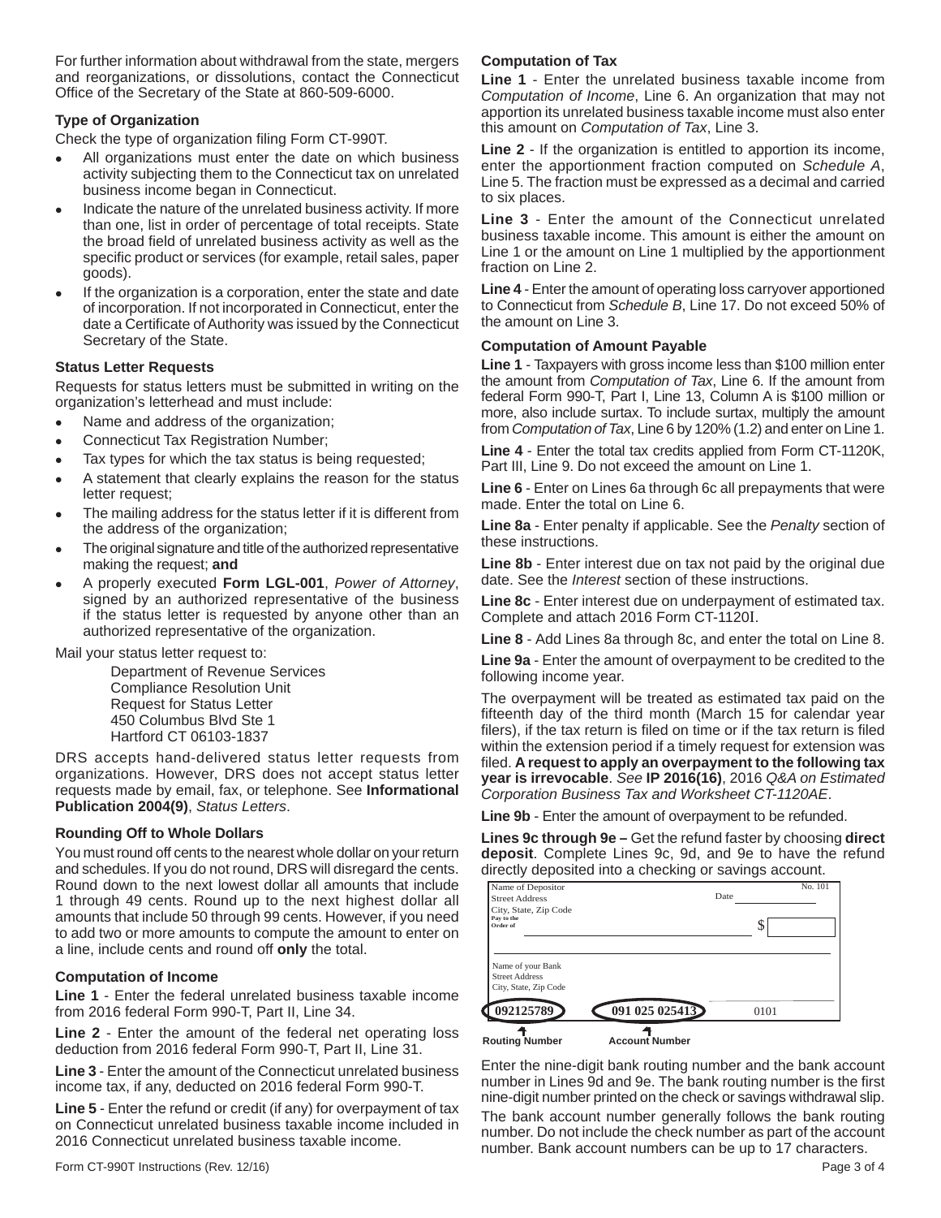For further information about withdrawal from the state, mergers and reorganizations, or dissolutions, contact the Connecticut Office of the Secretary of the State at 860-509-6000.

### Type of Organization

Check the type of organization filing Form CT-990T.

- All organizations must enter the date on which business activity subjecting them to the Connecticut tax on unrelated business income began in Connecticut.
- Indicate the nature of the unrelated business activity. If more than one, list in order of percentage of total receipts. State the broad field of unrelated business activity as well as the specific product or services (for example, retail sales, paper goods).
- If the organization is a corporation, enter the state and date of incorporation. If not incorporated in Connecticut, enter the date a Certificate of Authority was issued by the Connecticut Secretary of the State.

### Status Letter Requests

Requests for status letters must be submitted in writing on the organization's letterhead and must include:

- Name and address of the organization;
- Connecticut Tax Registration Number;
- Tax types for which the tax status is being requested;
- A statement that clearly explains the reason for the status letter request;
- The mailing address for the status letter if it is different from the address of the organization;
- The original signature and title of the authorized representative making the request; **and**
- A properly executed **Form LGL-001**, *Power of Attorney*, signed by an authorized representative of the business if the status letter is requested by anyone other than an authorized representative of the organization.

Mail your status letter request to:

Department of Revenue Services
Compliance Resolution Unit
Request for Status Letter
450 Columbus Blvd Ste 1
Hartford CT 06103-1837

DRS accepts hand-delivered status letter requests from organizations. However, DRS does not accept status letter requests made by email, fax, or telephone. See **Informational Publication 2004(9)**, *Status Letters*.

### Rounding Off to Whole Dollars

You must round off cents to the nearest whole dollar on your return and schedules. If you do not round, DRS will disregard the cents. Round down to the next lowest dollar all amounts that include 1 through 49 cents. Round up to the next highest dollar all amounts that include 50 through 99 cents. However, if you need to add two or more amounts to compute the amount to enter on a line, include cents and round off **only** the total.

### Computation of Income

**Line 1** - Enter the federal unrelated business taxable income from 2016 federal Form 990-T, Part II, Line 34.

**Line 2** - Enter the amount of the federal net operating loss deduction from 2016 federal Form 990-T, Part II, Line 31.

**Line 3** - Enter the amount of the Connecticut unrelated business income tax, if any, deducted on 2016 federal Form 990-T.

**Line 5** - Enter the refund or credit (if any) for overpayment of tax on Connecticut unrelated business taxable income included in 2016 Connecticut unrelated business taxable income.

### Computation of Tax

**Line 1** - Enter the unrelated business taxable income from *Computation of Income*, Line 6. An organization that may not apportion its unrelated business taxable income must also enter this amount on *Computation of Tax*, Line 3.

**Line 2** - If the organization is entitled to apportion its income, enter the apportionment fraction computed on *Schedule A*, Line 5. The fraction must be expressed as a decimal and carried to six places.

**Line 3** - Enter the amount of the Connecticut unrelated business taxable income. This amount is either the amount on Line 1 or the amount on Line 1 multiplied by the apportionment fraction on Line 2.

**Line 4** - Enter the amount of operating loss carryover apportioned to Connecticut from *Schedule B*, Line 17. Do not exceed 50% of the amount on Line 3.

### Computation of Amount Payable

**Line 1** - Taxpayers with gross income less than $100 million enter the amount from *Computation of Tax*, Line 6. If the amount from federal Form 990-T, Part I, Line 13, Column A is $100 million or more, also include surtax. To include surtax, multiply the amount from *Computation of Tax*, Line 6 by 120% (1.2) and enter on Line 1.

**Line 4** - Enter the total tax credits applied from Form CT-1120K, Part III, Line 9. Do not exceed the amount on Line 1.

**Line 6** - Enter on Lines 6a through 6c all prepayments that were made. Enter the total on Line 6.

**Line 8a** - Enter penalty if applicable. See the *Penalty* section of these instructions.

**Line 8b** - Enter interest due on tax not paid by the original due date. See the *Interest* section of these instructions.

**Line 8c** - Enter interest due on underpayment of estimated tax. Complete and attach 2016 Form CT-1120I.

**Line 8** - Add Lines 8a through 8c, and enter the total on Line 8.

**Line 9a** - Enter the amount of overpayment to be credited to the following income year.

The overpayment will be treated as estimated tax paid on the fifteenth day of the third month (March 15 for calendar year filers), if the tax return is filed on time or if the tax return is filed within the extension period if a timely request for extension was filed. **A request to apply an overpayment to the following tax year is irrevocable**. *See* **IP 2016(16)**, 2016 *Q&A on Estimated Corporation Business Tax and Worksheet CT-1120AE*.

**Line 9b** - Enter the amount of overpayment to be refunded.

**Lines 9c through 9e –** Get the refund faster by choosing **direct deposit**. Complete Lines 9c, 9d, and 9e to have the refund directly deposited into a checking or savings account.

Name of Depositor
Street Address
City, State, Zip Code
No. 101
Date
Pay to the Order of $
Name of your Bank
Street Address
City, State, Zip Code
092125789 | 091 025 025413 | 0101
Routing Number | Account Number

Enter the nine-digit bank routing number and the bank account number in Lines 9d and 9e. The bank routing number is the first nine-digit number printed on the check or savings withdrawal slip.

The bank account number generally follows the bank routing number. Do not include the check number as part of the account number. Bank account numbers can be up to 17 characters.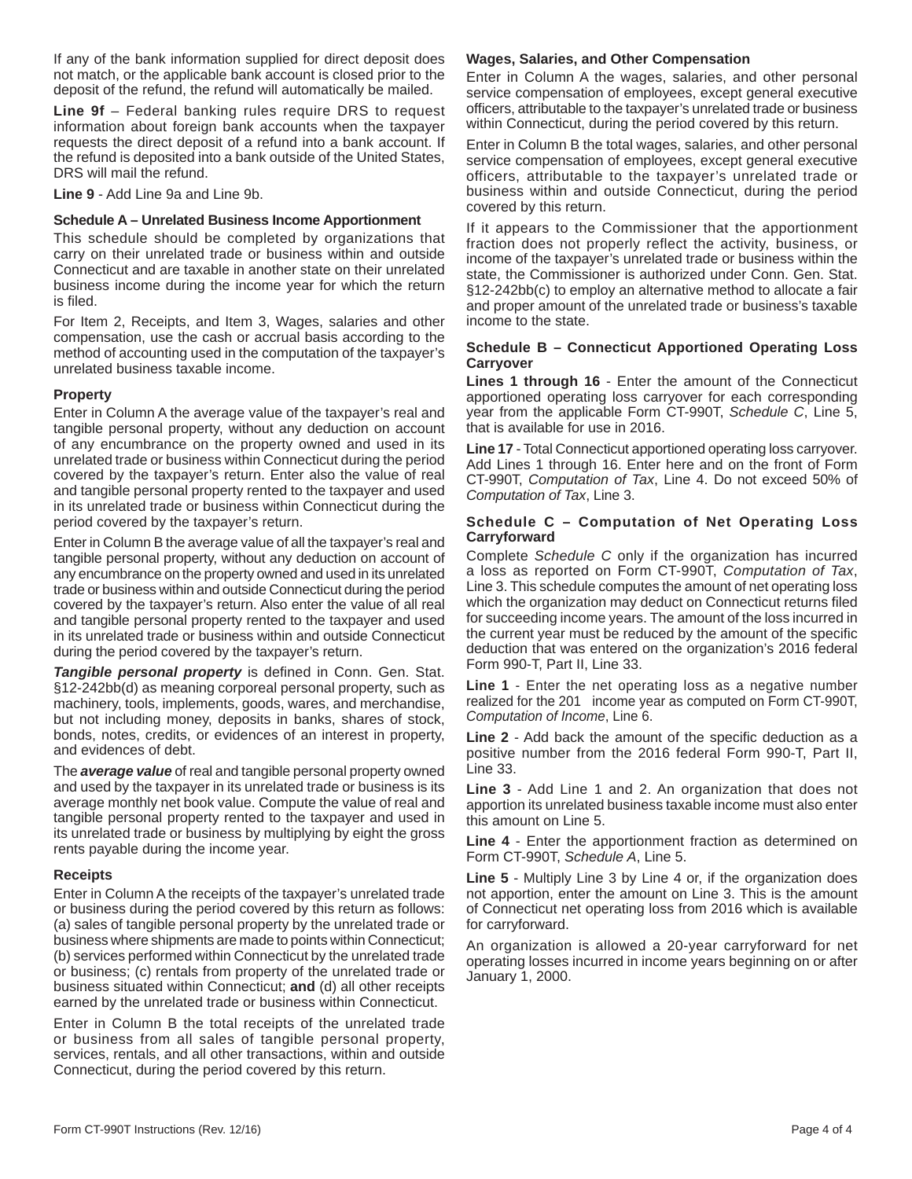If any of the bank information supplied for direct deposit does not match, or the applicable bank account is closed prior to the deposit of the refund, the refund will automatically be mailed.

**Line 9f** – Federal banking rules require DRS to request information about foreign bank accounts when the taxpayer requests the direct deposit of a refund into a bank account. If the refund is deposited into a bank outside of the United States, DRS will mail the refund.

**Line 9** - Add Line 9a and Line 9b.

### Schedule A – Unrelated Business Income Apportionment

This schedule should be completed by organizations that carry on their unrelated trade or business within and outside Connecticut and are taxable in another state on their unrelated business income during the income year for which the return is filed.

For Item 2, Receipts, and Item 3, Wages, salaries and other compensation, use the cash or accrual basis according to the method of accounting used in the computation of the taxpayer's unrelated business taxable income.

#### Property

Enter in Column A the average value of the taxpayer's real and tangible personal property, without any deduction on account of any encumbrance on the property owned and used in its unrelated trade or business within Connecticut during the period covered by the taxpayer's return. Enter also the value of real and tangible personal property rented to the taxpayer and used in its unrelated trade or business within Connecticut during the period covered by the taxpayer's return.

Enter in Column B the average value of all the taxpayer's real and tangible personal property, without any deduction on account of any encumbrance on the property owned and used in its unrelated trade or business within and outside Connecticut during the period covered by the taxpayer's return. Also enter the value of all real and tangible personal property rented to the taxpayer and used in its unrelated trade or business within and outside Connecticut during the period covered by the taxpayer's return.

***Tangible personal property*** is defined in Conn. Gen. Stat. §12-242bb(d) as meaning corporeal personal property, such as machinery, tools, implements, goods, wares, and merchandise, but not including money, deposits in banks, shares of stock, bonds, notes, credits, or evidences of an interest in property, and evidences of debt.

The ***average value*** of real and tangible personal property owned and used by the taxpayer in its unrelated trade or business is its average monthly net book value. Compute the value of real and tangible personal property rented to the taxpayer and used in its unrelated trade or business by multiplying by eight the gross rents payable during the income year.

#### Receipts

Enter in Column A the receipts of the taxpayer's unrelated trade or business during the period covered by this return as follows: (a) sales of tangible personal property by the unrelated trade or business where shipments are made to points within Connecticut; (b) services performed within Connecticut by the unrelated trade or business; (c) rentals from property of the unrelated trade or business situated within Connecticut; **and** (d) all other receipts earned by the unrelated trade or business within Connecticut.

Enter in Column B the total receipts of the unrelated trade or business from all sales of tangible personal property, services, rentals, and all other transactions, within and outside Connecticut, during the period covered by this return.

#### Wages, Salaries, and Other Compensation

Enter in Column A the wages, salaries, and other personal service compensation of employees, except general executive officers, attributable to the taxpayer's unrelated trade or business within Connecticut, during the period covered by this return.

Enter in Column B the total wages, salaries, and other personal service compensation of employees, except general executive officers, attributable to the taxpayer's unrelated trade or business within and outside Connecticut, during the period covered by this return.

If it appears to the Commissioner that the apportionment fraction does not properly reflect the activity, business, or income of the taxpayer's unrelated trade or business within the state, the Commissioner is authorized under Conn. Gen. Stat. §12-242bb(c) to employ an alternative method to allocate a fair and proper amount of the unrelated trade or business's taxable income to the state.

### Schedule B – Connecticut Apportioned Operating Loss Carryover

**Lines 1 through 16** - Enter the amount of the Connecticut apportioned operating loss carryover for each corresponding year from the applicable Form CT-990T, *Schedule C*, Line 5, that is available for use in 2016.

**Line 17** - Total Connecticut apportioned operating loss carryover. Add Lines 1 through 16. Enter here and on the front of Form CT-990T, *Computation of Tax*, Line 4. Do not exceed 50% of *Computation of Tax*, Line 3.

### Schedule C – Computation of Net Operating Loss Carryforward

Complete *Schedule C* only if the organization has incurred a loss as reported on Form CT-990T, *Computation of Tax*, Line 3. This schedule computes the amount of net operating loss which the organization may deduct on Connecticut returns filed for succeeding income years. The amount of the loss incurred in the current year must be reduced by the amount of the specific deduction that was entered on the organization's 2016 federal Form 990-T, Part II, Line 33.

**Line 1** - Enter the net operating loss as a negative number realized for the 201   income year as computed on Form CT-990T, *Computation of Income*, Line 6.

**Line 2** - Add back the amount of the specific deduction as a positive number from the 2016 federal Form 990-T, Part II, Line 33.

**Line 3** - Add Line 1 and 2. An organization that does not apportion its unrelated business taxable income must also enter this amount on Line 5.

**Line 4** - Enter the apportionment fraction as determined on Form CT-990T, *Schedule A*, Line 5.

**Line 5** - Multiply Line 3 by Line 4 or, if the organization does not apportion, enter the amount on Line 3. This is the amount of Connecticut net operating loss from 2016 which is available for carryforward.

An organization is allowed a 20-year carryforward for net operating losses incurred in income years beginning on or after January 1, 2000.